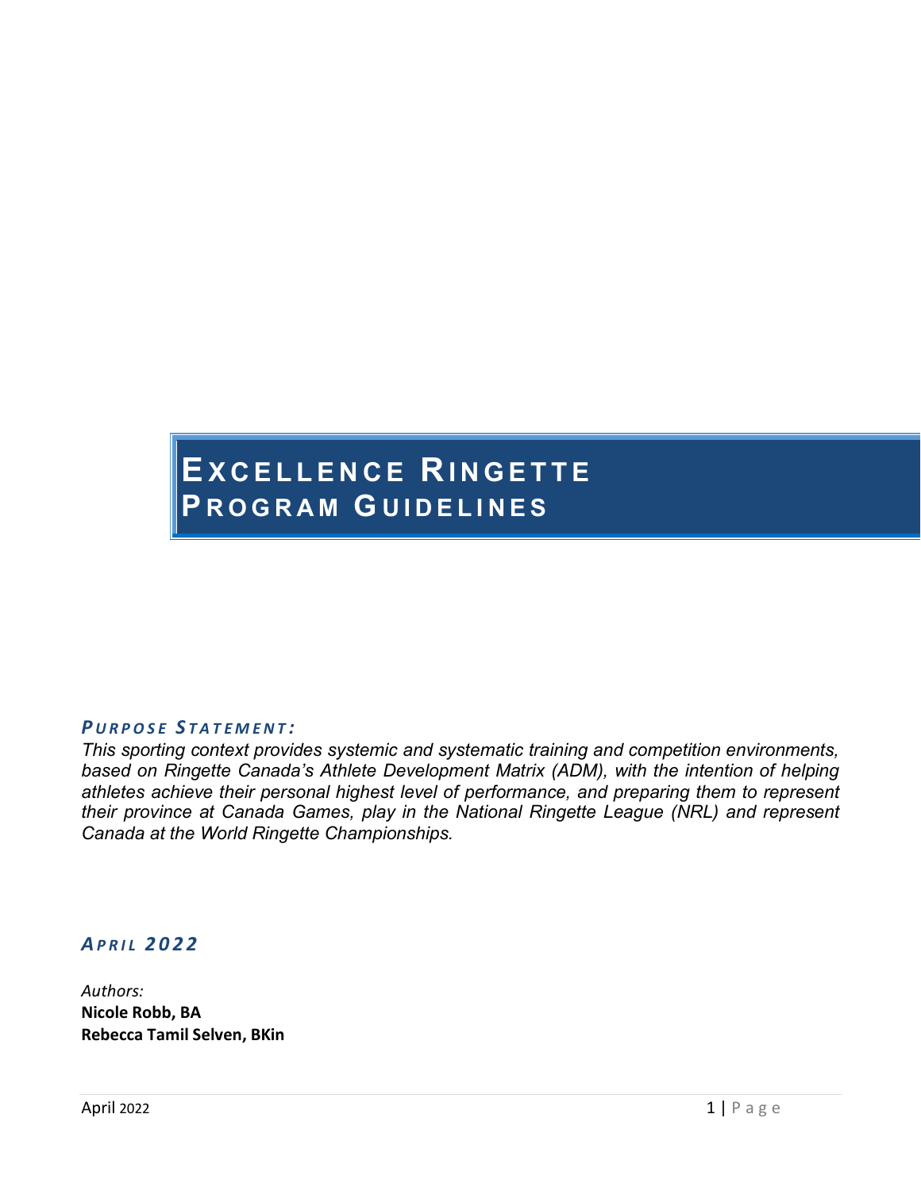# Excellence Ringette Program Guidelines

***Purpose Statement:***

*This sporting context provides systemic and systematic training and competition environments, based on Ringette Canada's Athlete Development Matrix (ADM), with the intention of helping athletes achieve their personal highest level of performance, and preparing them to represent their province at Canada Games, play in the National Ringette League (NRL) and represent Canada at the World Ringette Championships.*

***April 2022***

*Authors:*

**Nicole Robb, BA**

**Rebecca Tamil Selven, BKin**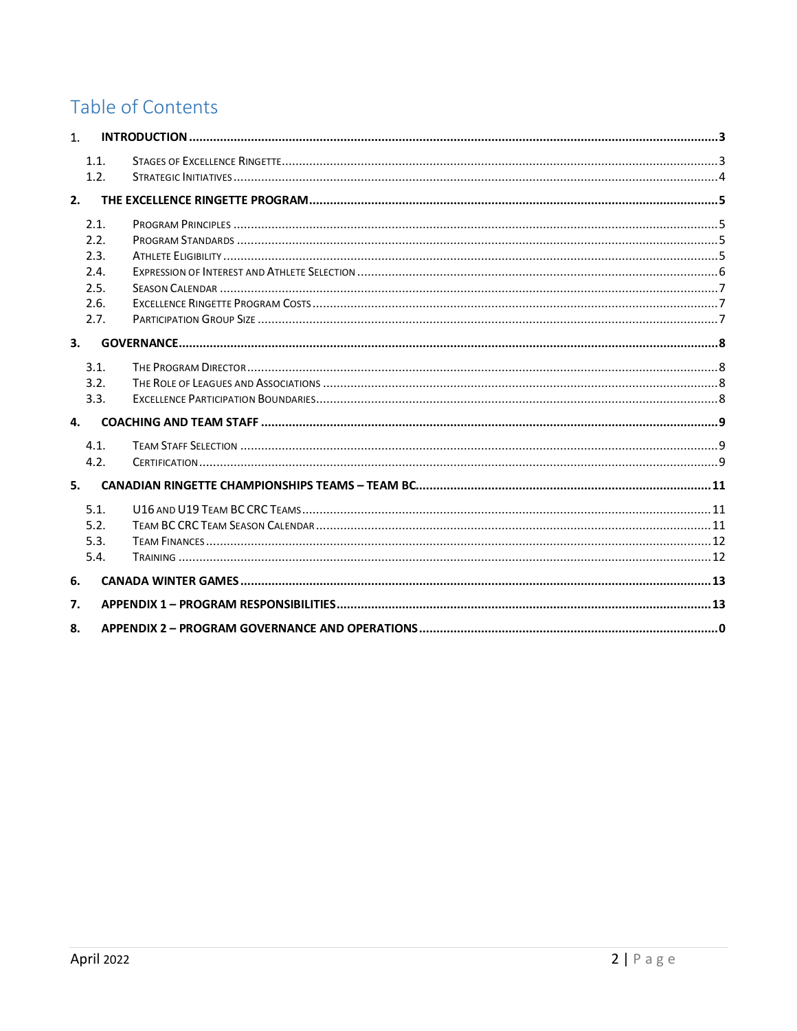# Table of Contents

1. **INTRODUCTION** .......... 3
   - 1.1. Stages of Excellence Ringette .......... 3
   - 1.2. Strategic Initiatives .......... 4
2. **THE EXCELLENCE RINGETTE PROGRAM** .......... 5
   - 2.1. Program Principles .......... 5
   - 2.2. Program Standards .......... 5
   - 2.3. Athlete Eligibility .......... 5
   - 2.4. Expression of Interest and Athlete Selection .......... 6
   - 2.5. Season Calendar .......... 7
   - 2.6. Excellence Ringette Program Costs .......... 7
   - 2.7. Participation Group Size .......... 7
3. **GOVERNANCE** .......... 8
   - 3.1. The Program Director .......... 8
   - 3.2. The Role of Leagues and Associations .......... 8
   - 3.3. Excellence Participation Boundaries .......... 8
4. **COACHING AND TEAM STAFF** .......... 9
   - 4.1. Team Staff Selection .......... 9
   - 4.2. Certification .......... 9
5. **CANADIAN RINGETTE CHAMPIONSHIPS TEAMS – TEAM BC** .......... 11
   - 5.1. U16 and U19 Team BC CRC Teams .......... 11
   - 5.2. Team BC CRC Team Season Calendar .......... 11
   - 5.3. Team Finances .......... 12
   - 5.4. Training .......... 12
6. **CANADA WINTER GAMES** .......... 13
7. **APPENDIX 1 – PROGRAM RESPONSIBILITIES** .......... 13
8. **APPENDIX 2 – PROGRAM GOVERNANCE AND OPERATIONS** .......... 0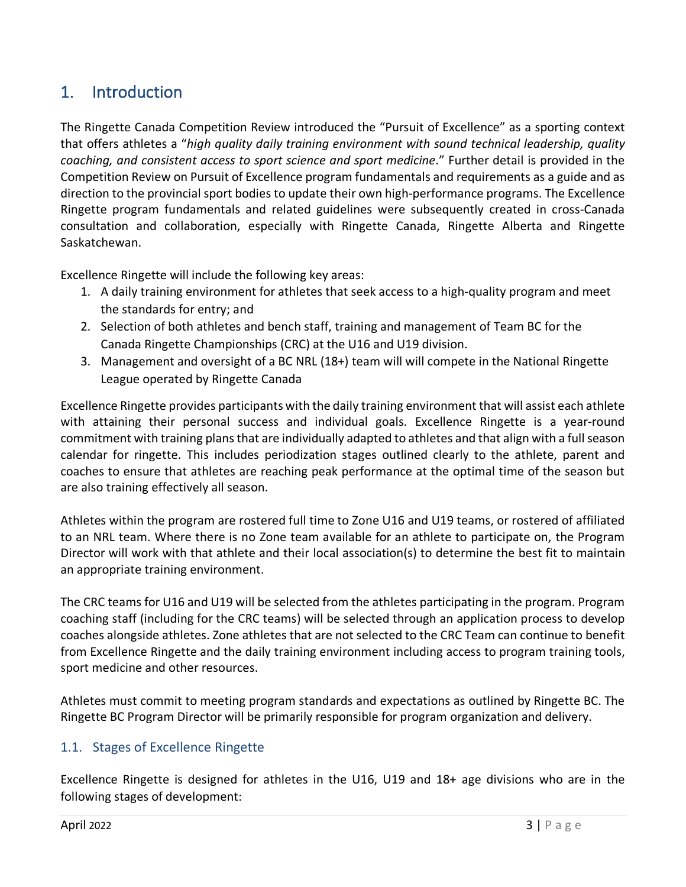# 1. Introduction

The Ringette Canada Competition Review introduced the "Pursuit of Excellence" as a sporting context that offers athletes a "*high quality daily training environment with sound technical leadership, quality coaching, and consistent access to sport science and sport medicine*." Further detail is provided in the Competition Review on Pursuit of Excellence program fundamentals and requirements as a guide and as direction to the provincial sport bodies to update their own high-performance programs. The Excellence Ringette program fundamentals and related guidelines were subsequently created in cross-Canada consultation and collaboration, especially with Ringette Canada, Ringette Alberta and Ringette Saskatchewan.

Excellence Ringette will include the following key areas:

1. A daily training environment for athletes that seek access to a high-quality program and meet the standards for entry; and
2. Selection of both athletes and bench staff, training and management of Team BC for the Canada Ringette Championships (CRC) at the U16 and U19 division.
3. Management and oversight of a BC NRL (18+) team will will compete in the National Ringette League operated by Ringette Canada

Excellence Ringette provides participants with the daily training environment that will assist each athlete with attaining their personal success and individual goals. Excellence Ringette is a year-round commitment with training plans that are individually adapted to athletes and that align with a full season calendar for ringette. This includes periodization stages outlined clearly to the athlete, parent and coaches to ensure that athletes are reaching peak performance at the optimal time of the season but are also training effectively all season.

Athletes within the program are rostered full time to Zone U16 and U19 teams, or rostered of affiliated to an NRL team. Where there is no Zone team available for an athlete to participate on, the Program Director will work with that athlete and their local association(s) to determine the best fit to maintain an appropriate training environment.

The CRC teams for U16 and U19 will be selected from the athletes participating in the program. Program coaching staff (including for the CRC teams) will be selected through an application process to develop coaches alongside athletes. Zone athletes that are not selected to the CRC Team can continue to benefit from Excellence Ringette and the daily training environment including access to program training tools, sport medicine and other resources.

Athletes must commit to meeting program standards and expectations as outlined by Ringette BC. The Ringette BC Program Director will be primarily responsible for program organization and delivery.

## 1.1. Stages of Excellence Ringette

Excellence Ringette is designed for athletes in the U16, U19 and 18+ age divisions who are in the following stages of development: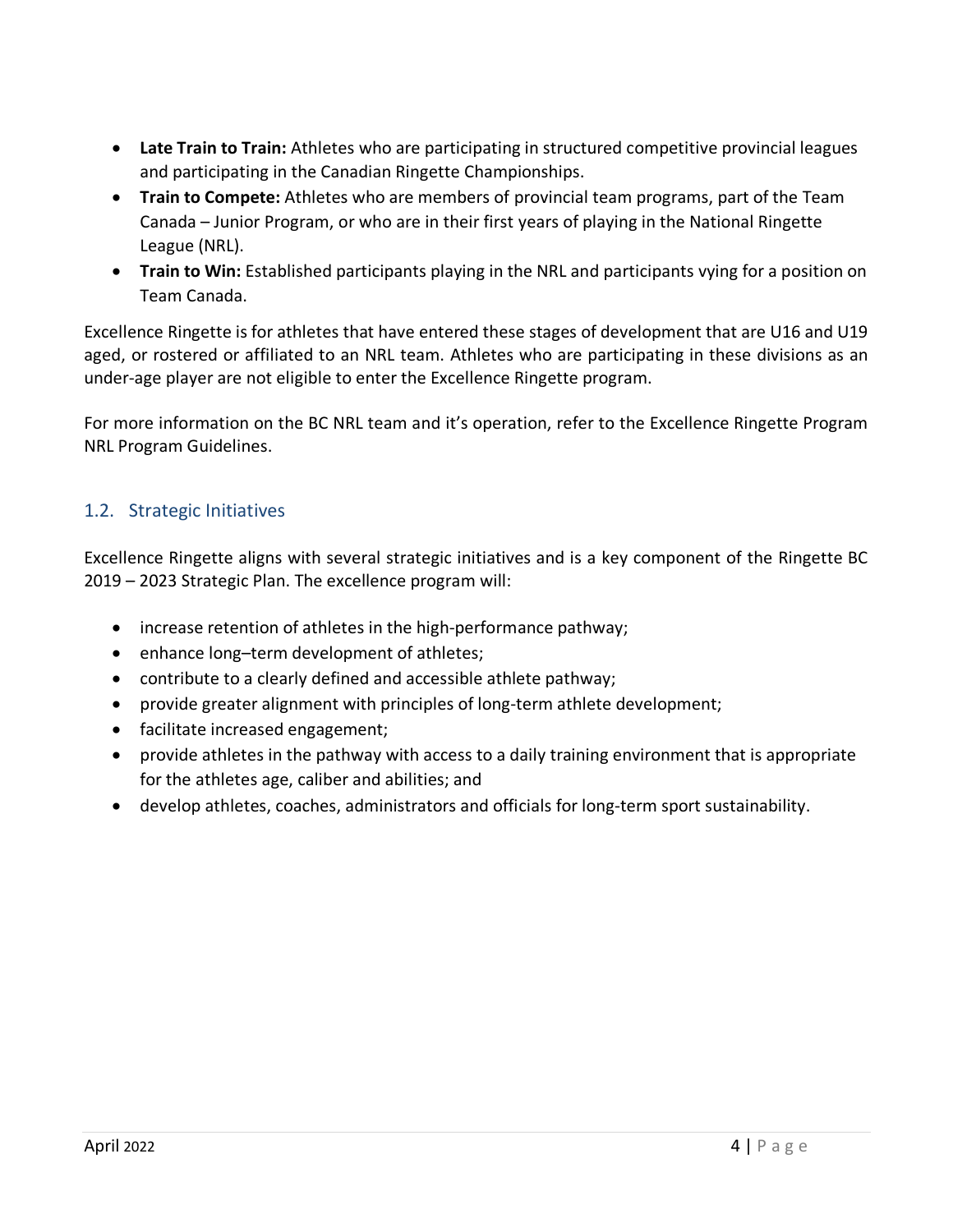- **Late Train to Train:** Athletes who are participating in structured competitive provincial leagues and participating in the Canadian Ringette Championships.
- **Train to Compete:** Athletes who are members of provincial team programs, part of the Team Canada – Junior Program, or who are in their first years of playing in the National Ringette League (NRL).
- **Train to Win:** Established participants playing in the NRL and participants vying for a position on Team Canada.

Excellence Ringette is for athletes that have entered these stages of development that are U16 and U19 aged, or rostered or affiliated to an NRL team. Athletes who are participating in these divisions as an under-age player are not eligible to enter the Excellence Ringette program.

For more information on the BC NRL team and it's operation, refer to the Excellence Ringette Program NRL Program Guidelines.

## 1.2. Strategic Initiatives

Excellence Ringette aligns with several strategic initiatives and is a key component of the Ringette BC 2019 – 2023 Strategic Plan. The excellence program will:

- increase retention of athletes in the high-performance pathway;
- enhance long–term development of athletes;
- contribute to a clearly defined and accessible athlete pathway;
- provide greater alignment with principles of long-term athlete development;
- facilitate increased engagement;
- provide athletes in the pathway with access to a daily training environment that is appropriate for the athletes age, caliber and abilities; and
- develop athletes, coaches, administrators and officials for long-term sport sustainability.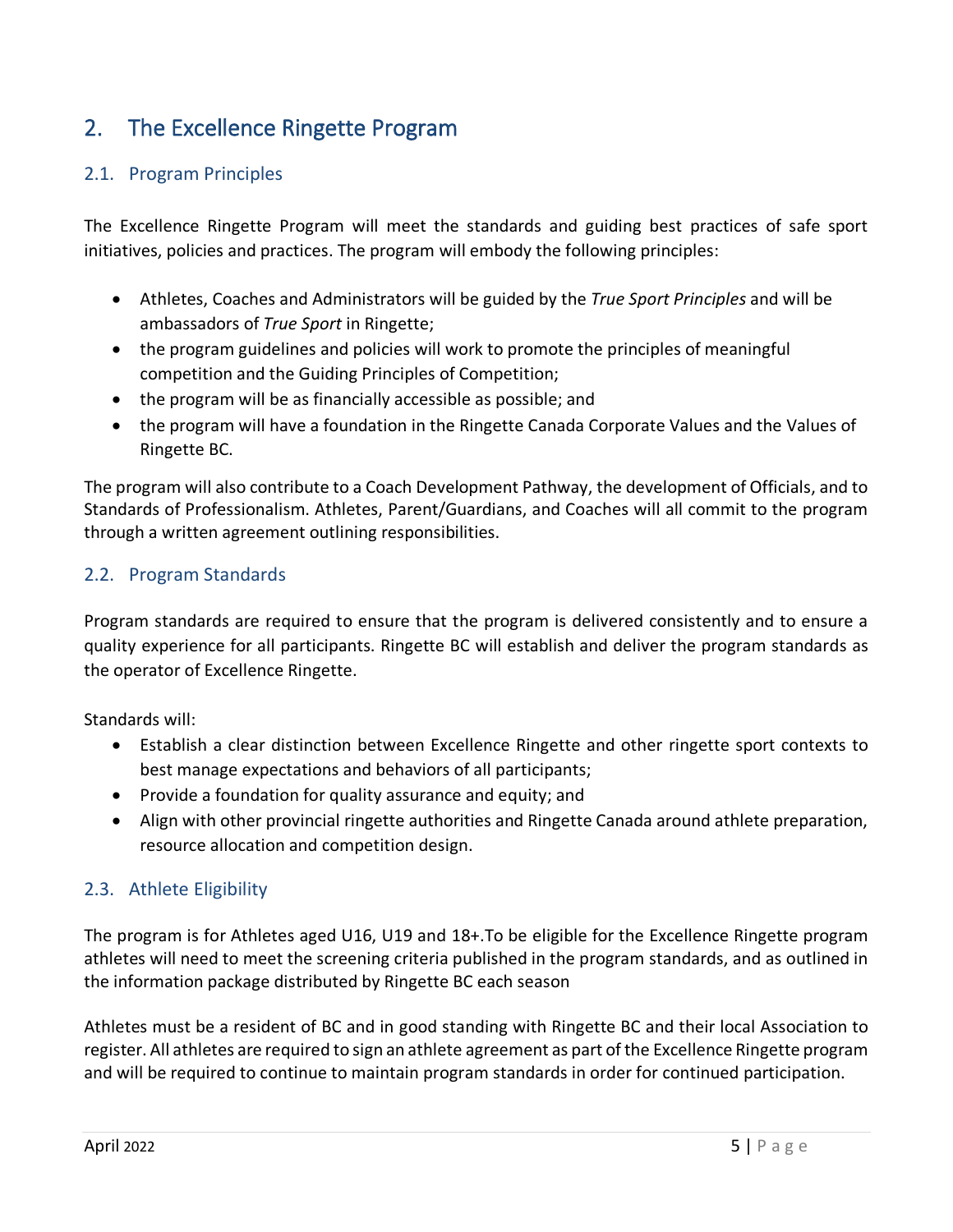# 2. The Excellence Ringette Program

## 2.1. Program Principles

The Excellence Ringette Program will meet the standards and guiding best practices of safe sport initiatives, policies and practices. The program will embody the following principles:

- Athletes, Coaches and Administrators will be guided by the *True Sport Principles* and will be ambassadors of *True Sport* in Ringette;
- the program guidelines and policies will work to promote the principles of meaningful competition and the Guiding Principles of Competition;
- the program will be as financially accessible as possible; and
- the program will have a foundation in the Ringette Canada Corporate Values and the Values of Ringette BC.

The program will also contribute to a Coach Development Pathway, the development of Officials, and to Standards of Professionalism. Athletes, Parent/Guardians, and Coaches will all commit to the program through a written agreement outlining responsibilities.

## 2.2. Program Standards

Program standards are required to ensure that the program is delivered consistently and to ensure a quality experience for all participants. Ringette BC will establish and deliver the program standards as the operator of Excellence Ringette.

Standards will:

- Establish a clear distinction between Excellence Ringette and other ringette sport contexts to best manage expectations and behaviors of all participants;
- Provide a foundation for quality assurance and equity; and
- Align with other provincial ringette authorities and Ringette Canada around athlete preparation, resource allocation and competition design.

## 2.3. Athlete Eligibility

The program is for Athletes aged U16, U19 and 18+.To be eligible for the Excellence Ringette program athletes will need to meet the screening criteria published in the program standards, and as outlined in the information package distributed by Ringette BC each season

Athletes must be a resident of BC and in good standing with Ringette BC and their local Association to register. All athletes are required to sign an athlete agreement as part of the Excellence Ringette program and will be required to continue to maintain program standards in order for continued participation.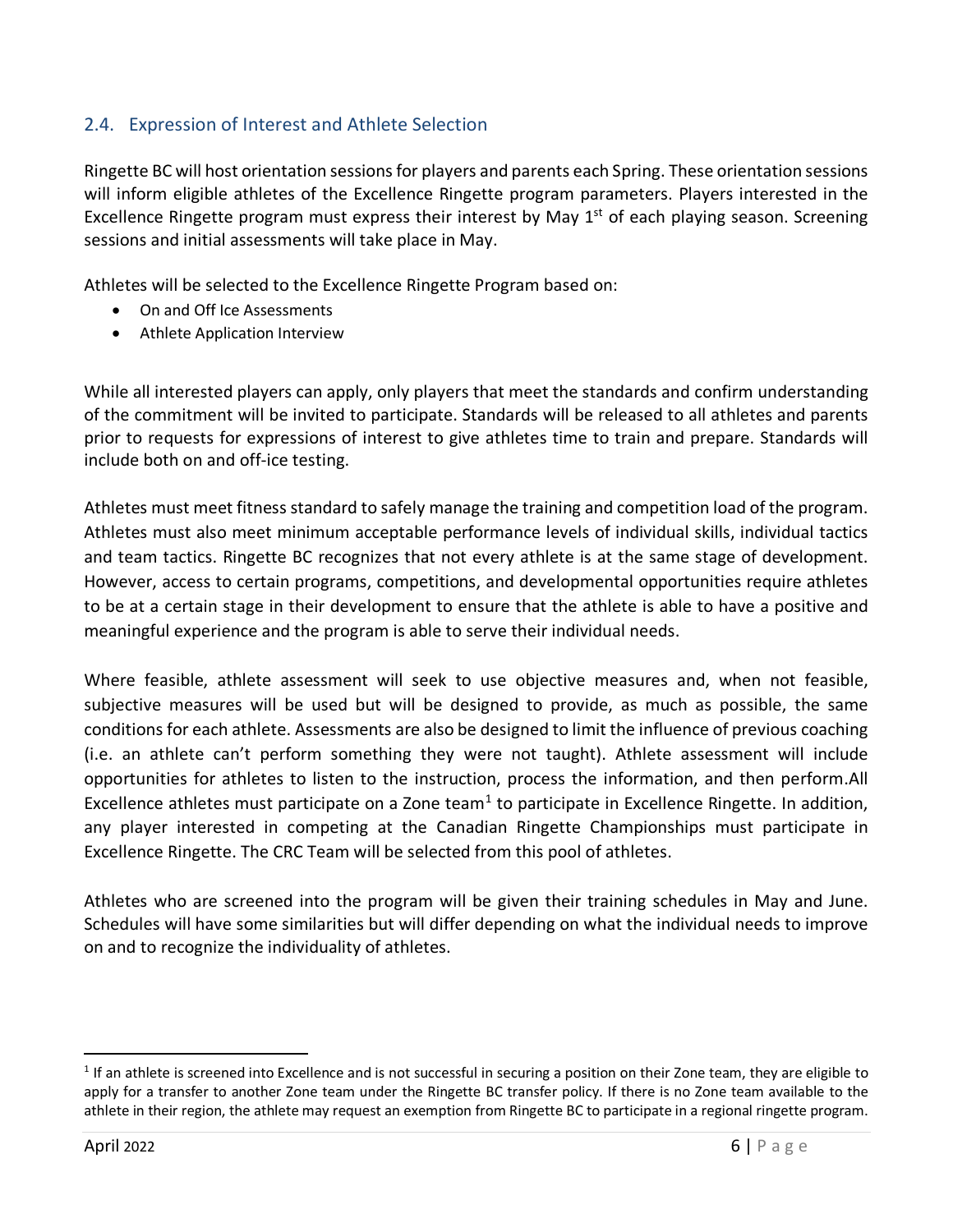## 2.4. Expression of Interest and Athlete Selection

Ringette BC will host orientation sessions for players and parents each Spring. These orientation sessions will inform eligible athletes of the Excellence Ringette program parameters. Players interested in the Excellence Ringette program must express their interest by May 1st of each playing season. Screening sessions and initial assessments will take place in May.

Athletes will be selected to the Excellence Ringette Program based on:

- On and Off Ice Assessments
- Athlete Application Interview

While all interested players can apply, only players that meet the standards and confirm understanding of the commitment will be invited to participate. Standards will be released to all athletes and parents prior to requests for expressions of interest to give athletes time to train and prepare. Standards will include both on and off-ice testing.

Athletes must meet fitness standard to safely manage the training and competition load of the program. Athletes must also meet minimum acceptable performance levels of individual skills, individual tactics and team tactics. Ringette BC recognizes that not every athlete is at the same stage of development. However, access to certain programs, competitions, and developmental opportunities require athletes to be at a certain stage in their development to ensure that the athlete is able to have a positive and meaningful experience and the program is able to serve their individual needs.

Where feasible, athlete assessment will seek to use objective measures and, when not feasible, subjective measures will be used but will be designed to provide, as much as possible, the same conditions for each athlete. Assessments are also be designed to limit the influence of previous coaching (i.e. an athlete can't perform something they were not taught). Athlete assessment will include opportunities for athletes to listen to the instruction, process the information, and then perform.All Excellence athletes must participate on a Zone team[1] to participate in Excellence Ringette. In addition, any player interested in competing at the Canadian Ringette Championships must participate in Excellence Ringette. The CRC Team will be selected from this pool of athletes.

Athletes who are screened into the program will be given their training schedules in May and June. Schedules will have some similarities but will differ depending on what the individual needs to improve on and to recognize the individuality of athletes.

[1] If an athlete is screened into Excellence and is not successful in securing a position on their Zone team, they are eligible to apply for a transfer to another Zone team under the Ringette BC transfer policy. If there is no Zone team available to the athlete in their region, the athlete may request an exemption from Ringette BC to participate in a regional ringette program.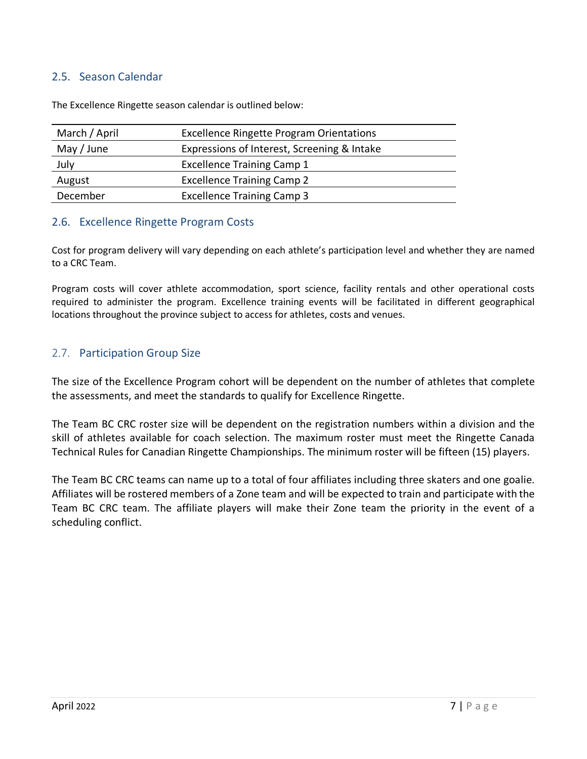## 2.5. Season Calendar

The Excellence Ringette season calendar is outlined below:

| | |
|---|---|
| March / April | Excellence Ringette Program Orientations |
| May / June | Expressions of Interest, Screening & Intake |
| July | Excellence Training Camp 1 |
| August | Excellence Training Camp 2 |
| December | Excellence Training Camp 3 |

## 2.6. Excellence Ringette Program Costs

Cost for program delivery will vary depending on each athlete's participation level and whether they are named to a CRC Team.

Program costs will cover athlete accommodation, sport science, facility rentals and other operational costs required to administer the program. Excellence training events will be facilitated in different geographical locations throughout the province subject to access for athletes, costs and venues.

## 2.7. Participation Group Size

The size of the Excellence Program cohort will be dependent on the number of athletes that complete the assessments, and meet the standards to qualify for Excellence Ringette.

The Team BC CRC roster size will be dependent on the registration numbers within a division and the skill of athletes available for coach selection. The maximum roster must meet the Ringette Canada Technical Rules for Canadian Ringette Championships. The minimum roster will be fifteen (15) players.

The Team BC CRC teams can name up to a total of four affiliates including three skaters and one goalie. Affiliates will be rostered members of a Zone team and will be expected to train and participate with the Team BC CRC team. The affiliate players will make their Zone team the priority in the event of a scheduling conflict.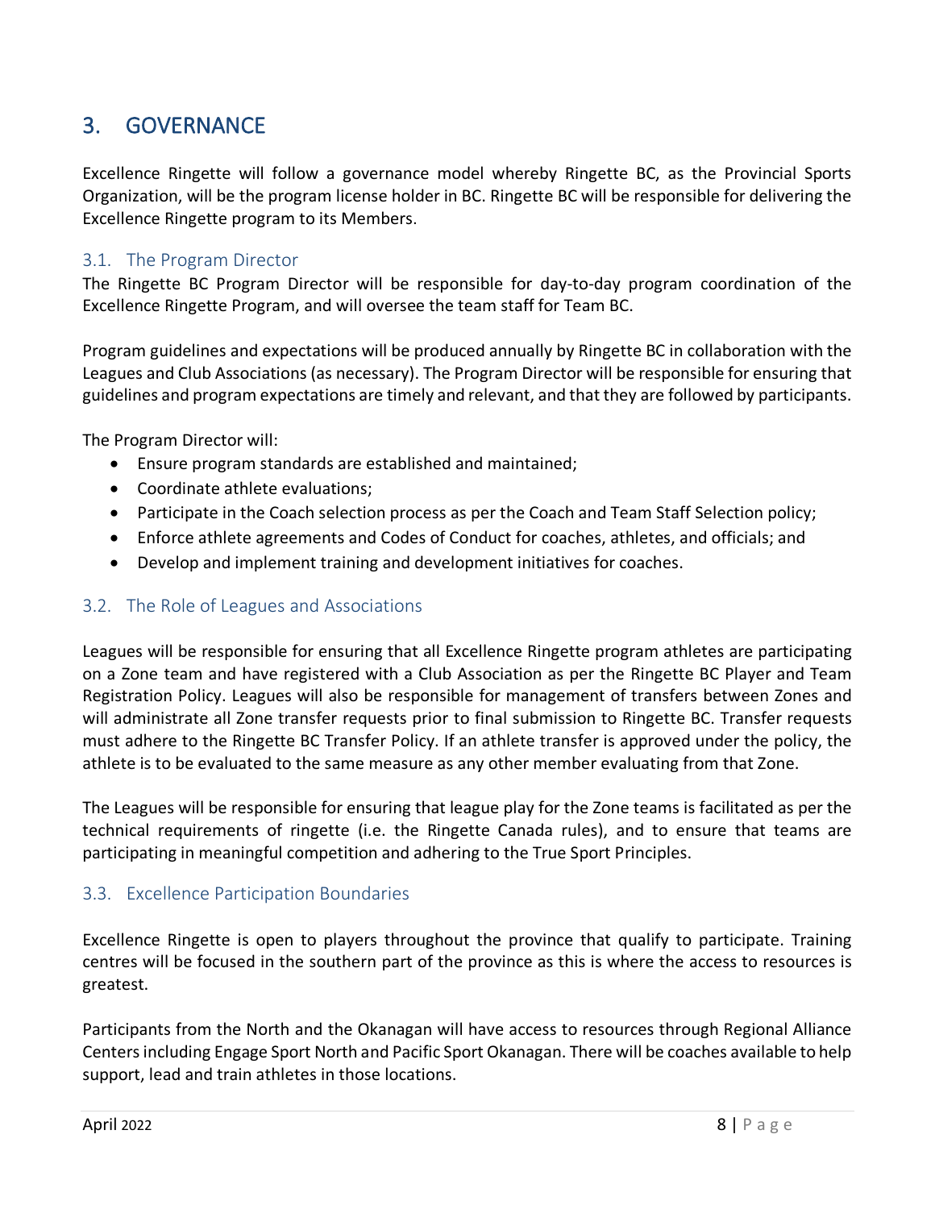# 3. GOVERNANCE

Excellence Ringette will follow a governance model whereby Ringette BC, as the Provincial Sports Organization, will be the program license holder in BC. Ringette BC will be responsible for delivering the Excellence Ringette program to its Members.

## 3.1. The Program Director

The Ringette BC Program Director will be responsible for day-to-day program coordination of the Excellence Ringette Program, and will oversee the team staff for Team BC.

Program guidelines and expectations will be produced annually by Ringette BC in collaboration with the Leagues and Club Associations (as necessary). The Program Director will be responsible for ensuring that guidelines and program expectations are timely and relevant, and that they are followed by participants.

The Program Director will:

- Ensure program standards are established and maintained;
- Coordinate athlete evaluations;
- Participate in the Coach selection process as per the Coach and Team Staff Selection policy;
- Enforce athlete agreements and Codes of Conduct for coaches, athletes, and officials; and
- Develop and implement training and development initiatives for coaches.

## 3.2. The Role of Leagues and Associations

Leagues will be responsible for ensuring that all Excellence Ringette program athletes are participating on a Zone team and have registered with a Club Association as per the Ringette BC Player and Team Registration Policy. Leagues will also be responsible for management of transfers between Zones and will administrate all Zone transfer requests prior to final submission to Ringette BC. Transfer requests must adhere to the Ringette BC Transfer Policy. If an athlete transfer is approved under the policy, the athlete is to be evaluated to the same measure as any other member evaluating from that Zone.

The Leagues will be responsible for ensuring that league play for the Zone teams is facilitated as per the technical requirements of ringette (i.e. the Ringette Canada rules), and to ensure that teams are participating in meaningful competition and adhering to the True Sport Principles.

## 3.3. Excellence Participation Boundaries

Excellence Ringette is open to players throughout the province that qualify to participate. Training centres will be focused in the southern part of the province as this is where the access to resources is greatest.

Participants from the North and the Okanagan will have access to resources through Regional Alliance Centers including Engage Sport North and Pacific Sport Okanagan. There will be coaches available to help support, lead and train athletes in those locations.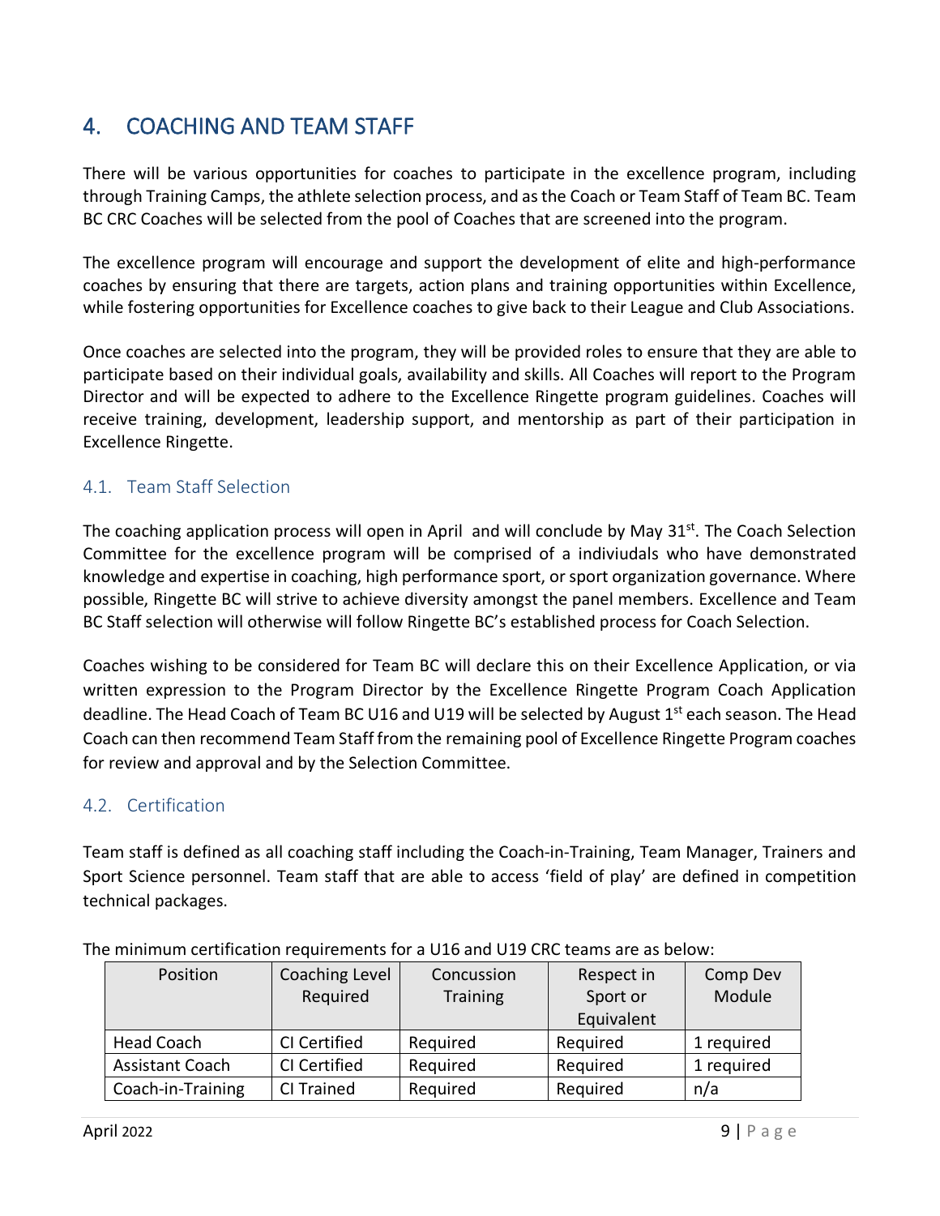# 4. COACHING AND TEAM STAFF

There will be various opportunities for coaches to participate in the excellence program, including through Training Camps, the athlete selection process, and as the Coach or Team Staff of Team BC. Team BC CRC Coaches will be selected from the pool of Coaches that are screened into the program.

The excellence program will encourage and support the development of elite and high-performance coaches by ensuring that there are targets, action plans and training opportunities within Excellence, while fostering opportunities for Excellence coaches to give back to their League and Club Associations.

Once coaches are selected into the program, they will be provided roles to ensure that they are able to participate based on their individual goals, availability and skills. All Coaches will report to the Program Director and will be expected to adhere to the Excellence Ringette program guidelines. Coaches will receive training, development, leadership support, and mentorship as part of their participation in Excellence Ringette.

## 4.1. Team Staff Selection

The coaching application process will open in April and will conclude by May 31st. The Coach Selection Committee for the excellence program will be comprised of a indiviudals who have demonstrated knowledge and expertise in coaching, high performance sport, or sport organization governance. Where possible, Ringette BC will strive to achieve diversity amongst the panel members. Excellence and Team BC Staff selection will otherwise will follow Ringette BC's established process for Coach Selection.

Coaches wishing to be considered for Team BC will declare this on their Excellence Application, or via written expression to the Program Director by the Excellence Ringette Program Coach Application deadline. The Head Coach of Team BC U16 and U19 will be selected by August 1st each season. The Head Coach can then recommend Team Staff from the remaining pool of Excellence Ringette Program coaches for review and approval and by the Selection Committee.

## 4.2. Certification

Team staff is defined as all coaching staff including the Coach-in-Training, Team Manager, Trainers and Sport Science personnel. Team staff that are able to access 'field of play' are defined in competition technical packages.

The minimum certification requirements for a U16 and U19 CRC teams are as below:

| Position | Coaching Level Required | Concussion Training | Respect in Sport or Equivalent | Comp Dev Module |
|---|---|---|---|---|
| Head Coach | CI Certified | Required | Required | 1 required |
| Assistant Coach | CI Certified | Required | Required | 1 required |
| Coach-in-Training | CI Trained | Required | Required | n/a |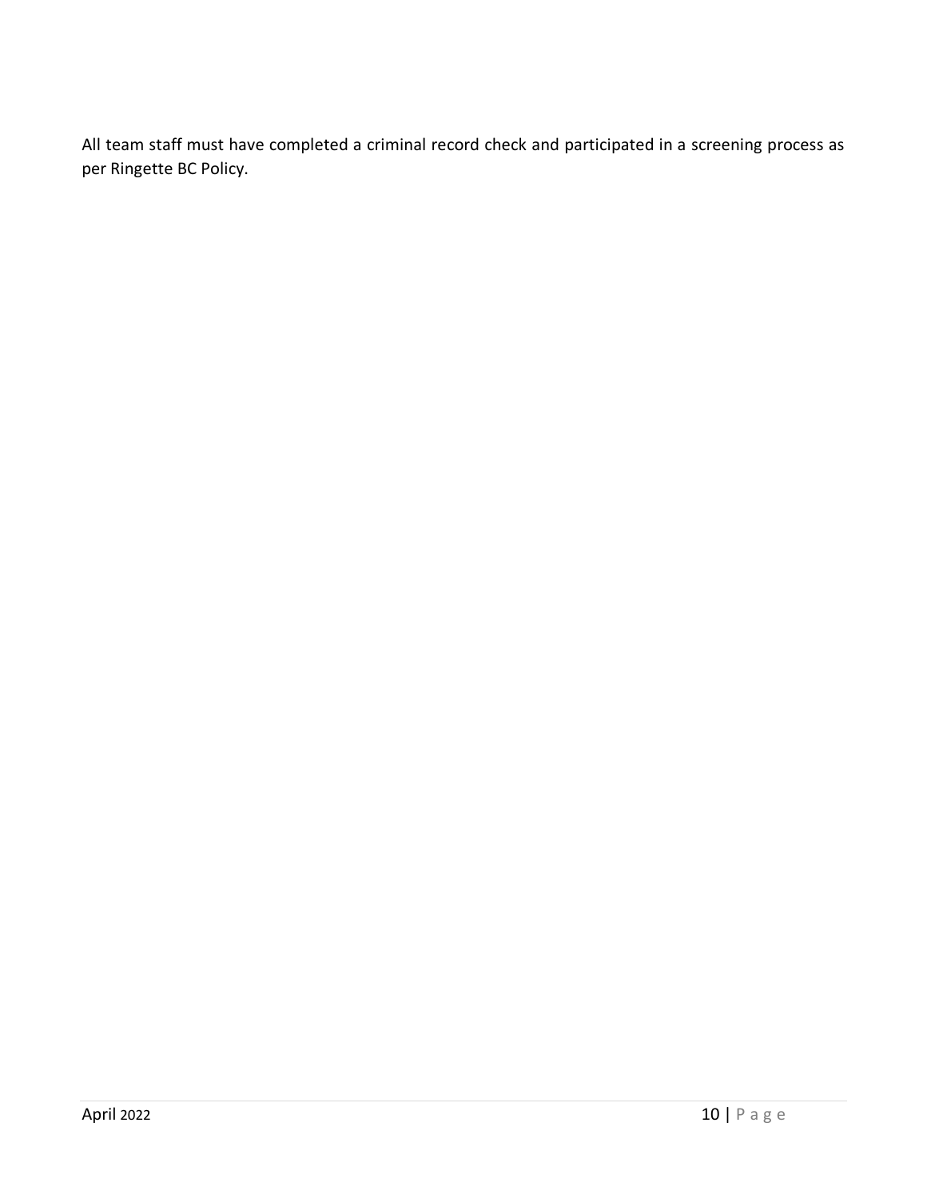All team staff must have completed a criminal record check and participated in a screening process as per Ringette BC Policy.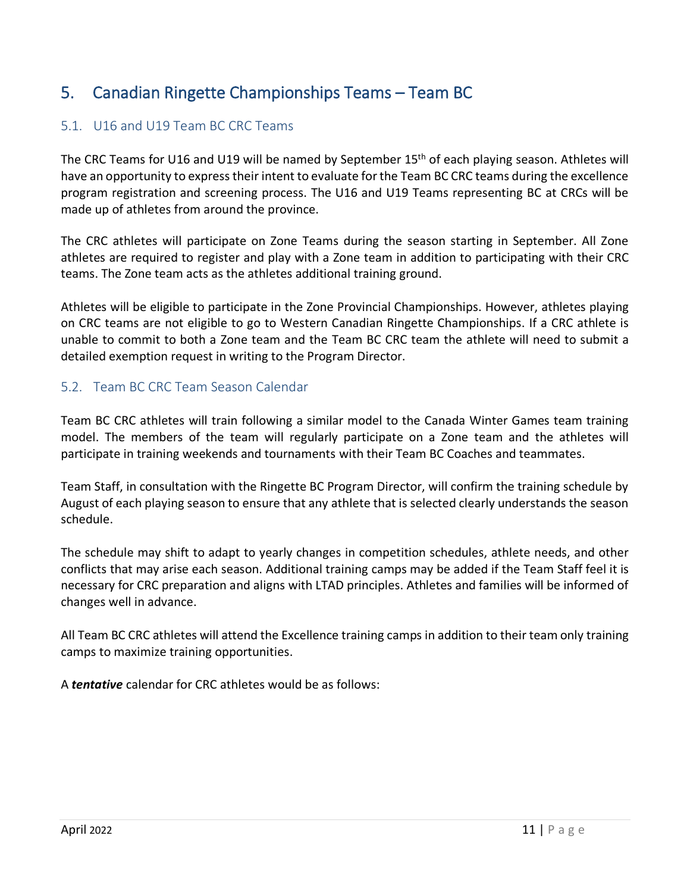# 5. Canadian Ringette Championships Teams – Team BC

## 5.1. U16 and U19 Team BC CRC Teams

The CRC Teams for U16 and U19 will be named by September 15th of each playing season. Athletes will have an opportunity to express their intent to evaluate for the Team BC CRC teams during the excellence program registration and screening process. The U16 and U19 Teams representing BC at CRCs will be made up of athletes from around the province.

The CRC athletes will participate on Zone Teams during the season starting in September. All Zone athletes are required to register and play with a Zone team in addition to participating with their CRC teams. The Zone team acts as the athletes additional training ground.

Athletes will be eligible to participate in the Zone Provincial Championships. However, athletes playing on CRC teams are not eligible to go to Western Canadian Ringette Championships. If a CRC athlete is unable to commit to both a Zone team and the Team BC CRC team the athlete will need to submit a detailed exemption request in writing to the Program Director.

## 5.2. Team BC CRC Team Season Calendar

Team BC CRC athletes will train following a similar model to the Canada Winter Games team training model. The members of the team will regularly participate on a Zone team and the athletes will participate in training weekends and tournaments with their Team BC Coaches and teammates.

Team Staff, in consultation with the Ringette BC Program Director, will confirm the training schedule by August of each playing season to ensure that any athlete that is selected clearly understands the season schedule.

The schedule may shift to adapt to yearly changes in competition schedules, athlete needs, and other conflicts that may arise each season. Additional training camps may be added if the Team Staff feel it is necessary for CRC preparation and aligns with LTAD principles. Athletes and families will be informed of changes well in advance.

All Team BC CRC athletes will attend the Excellence training camps in addition to their team only training camps to maximize training opportunities.

A ***tentative*** calendar for CRC athletes would be as follows: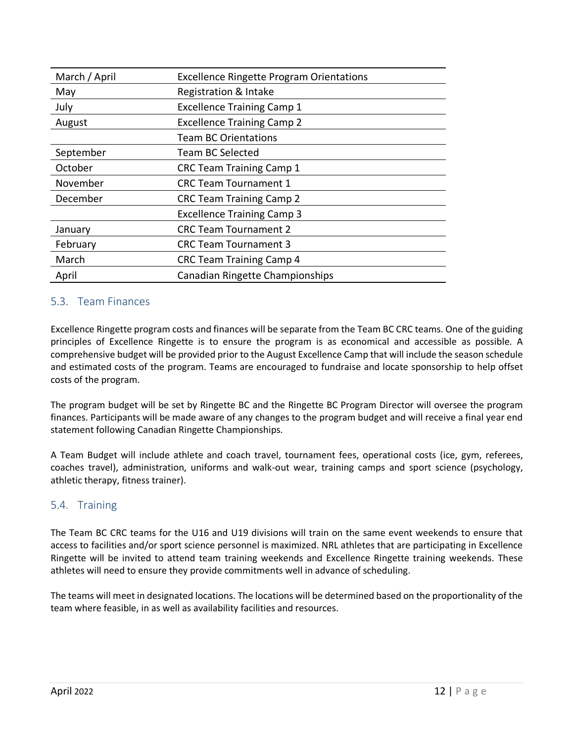| | |
|---|---|
| March / April | Excellence Ringette Program Orientations |
| May | Registration & Intake |
| July | Excellence Training Camp 1 |
| August | Excellence Training Camp 2 |
| | Team BC Orientations |
| September | Team BC Selected |
| October | CRC Team Training Camp 1 |
| November | CRC Team Tournament 1 |
| December | CRC Team Training Camp 2 |
| | Excellence Training Camp 3 |
| January | CRC Team Tournament 2 |
| February | CRC Team Tournament 3 |
| March | CRC Team Training Camp 4 |
| April | Canadian Ringette Championships |

## 5.3. Team Finances

Excellence Ringette program costs and finances will be separate from the Team BC CRC teams. One of the guiding principles of Excellence Ringette is to ensure the program is as economical and accessible as possible. A comprehensive budget will be provided prior to the August Excellence Camp that will include the season schedule and estimated costs of the program. Teams are encouraged to fundraise and locate sponsorship to help offset costs of the program.

The program budget will be set by Ringette BC and the Ringette BC Program Director will oversee the program finances. Participants will be made aware of any changes to the program budget and will receive a final year end statement following Canadian Ringette Championships.

A Team Budget will include athlete and coach travel, tournament fees, operational costs (ice, gym, referees, coaches travel), administration, uniforms and walk-out wear, training camps and sport science (psychology, athletic therapy, fitness trainer).

## 5.4. Training

The Team BC CRC teams for the U16 and U19 divisions will train on the same event weekends to ensure that access to facilities and/or sport science personnel is maximized. NRL athletes that are participating in Excellence Ringette will be invited to attend team training weekends and Excellence Ringette training weekends. These athletes will need to ensure they provide commitments well in advance of scheduling.

The teams will meet in designated locations. The locations will be determined based on the proportionality of the team where feasible, in as well as availability facilities and resources.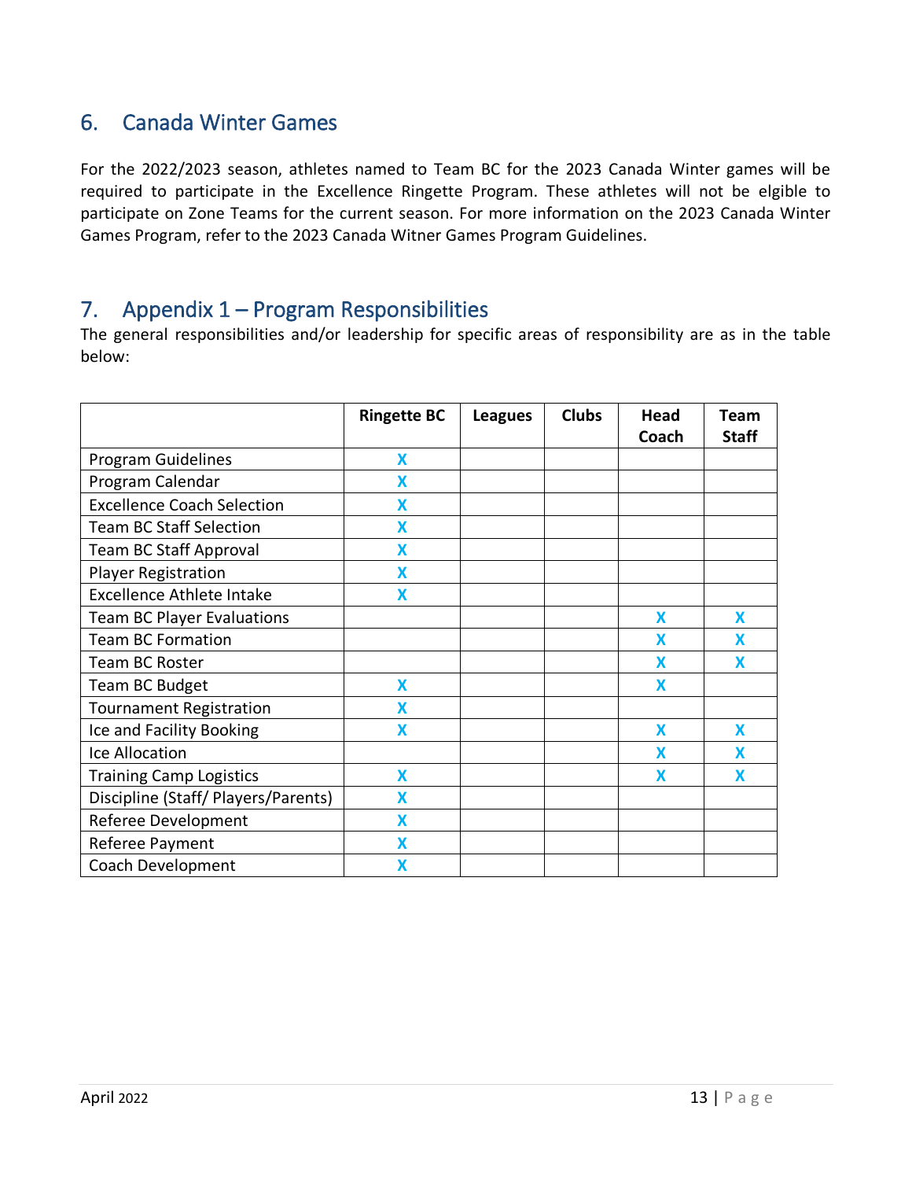## 6. Canada Winter Games

For the 2022/2023 season, athletes named to Team BC for the 2023 Canada Winter games will be required to participate in the Excellence Ringette Program. These athletes will not be elgible to participate on Zone Teams for the current season. For more information on the 2023 Canada Winter Games Program, refer to the 2023 Canada Witner Games Program Guidelines.

## 7. Appendix 1 – Program Responsibilities

The general responsibilities and/or leadership for specific areas of responsibility are as in the table below:

| | Ringette BC | Leagues | Clubs | Head Coach | Team Staff |
|---|---|---|---|---|---|
| Program Guidelines | X | | | | |
| Program Calendar | X | | | | |
| Excellence Coach Selection | X | | | | |
| Team BC Staff Selection | X | | | | |
| Team BC Staff Approval | X | | | | |
| Player Registration | X | | | | |
| Excellence Athlete Intake | X | | | | |
| Team BC Player Evaluations | | | | X | X |
| Team BC Formation | | | | X | X |
| Team BC Roster | | | | X | X |
| Team BC Budget | X | | | X | |
| Tournament Registration | X | | | | |
| Ice and Facility Booking | X | | | X | X |
| Ice Allocation | | | | X | X |
| Training Camp Logistics | X | | | X | X |
| Discipline (Staff/ Players/Parents) | X | | | | |
| Referee Development | X | | | | |
| Referee Payment | X | | | | |
| Coach Development | X | | | | |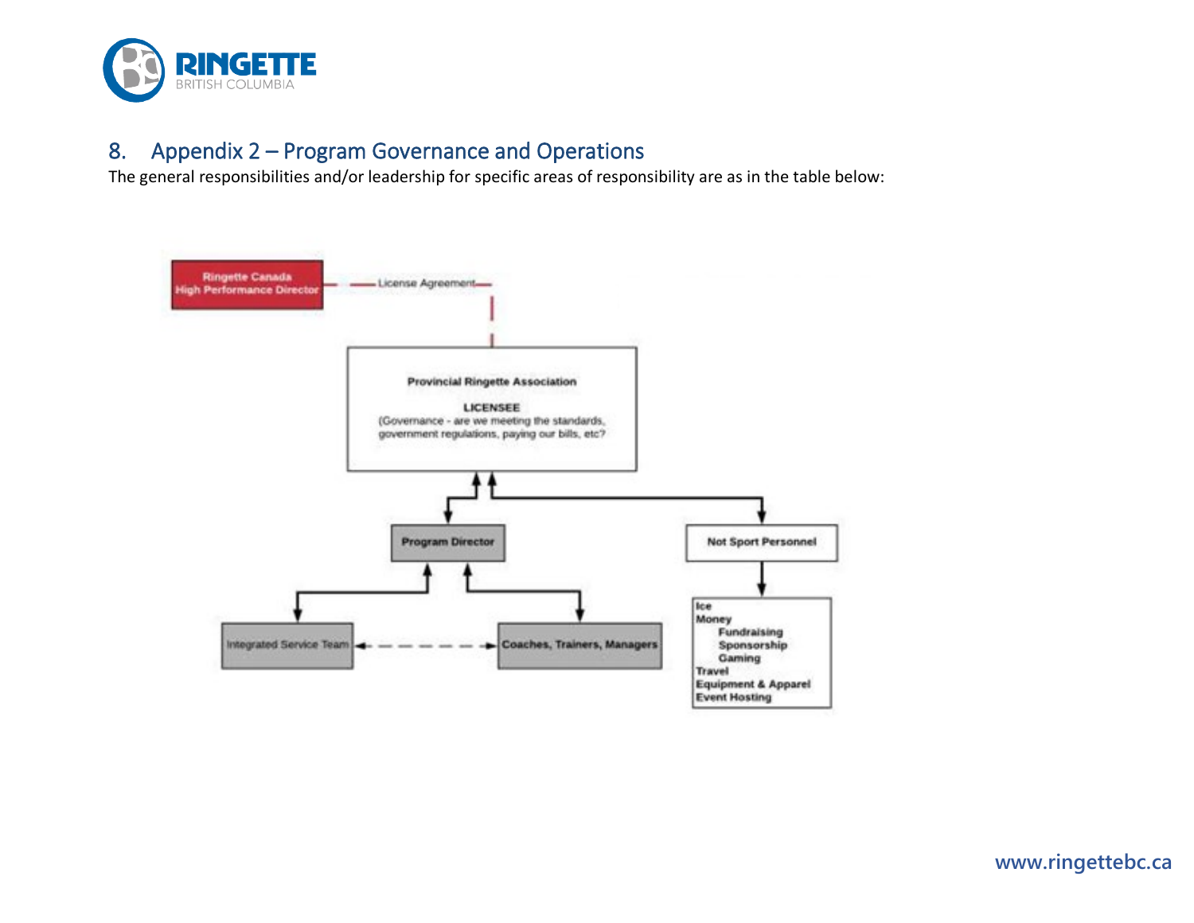## 8. Appendix 2 – Program Governance and Operations

The general responsibilities and/or leadership for specific areas of responsibility are as in the table below:

Ringette Canada
High Performance Director

License Agreement

Provincial Ringette Association

LICENSEE
(Governance - are we meeting the standards, government regulations, paying our bills, etc?

Program Director

Not Sport Personnel

Integrated Service Team

Coaches, Trainers, Managers

Ice
Money
Fundraising
Sponsorship
Gaming
Travel
Equipment & Apparel
Event Hosting